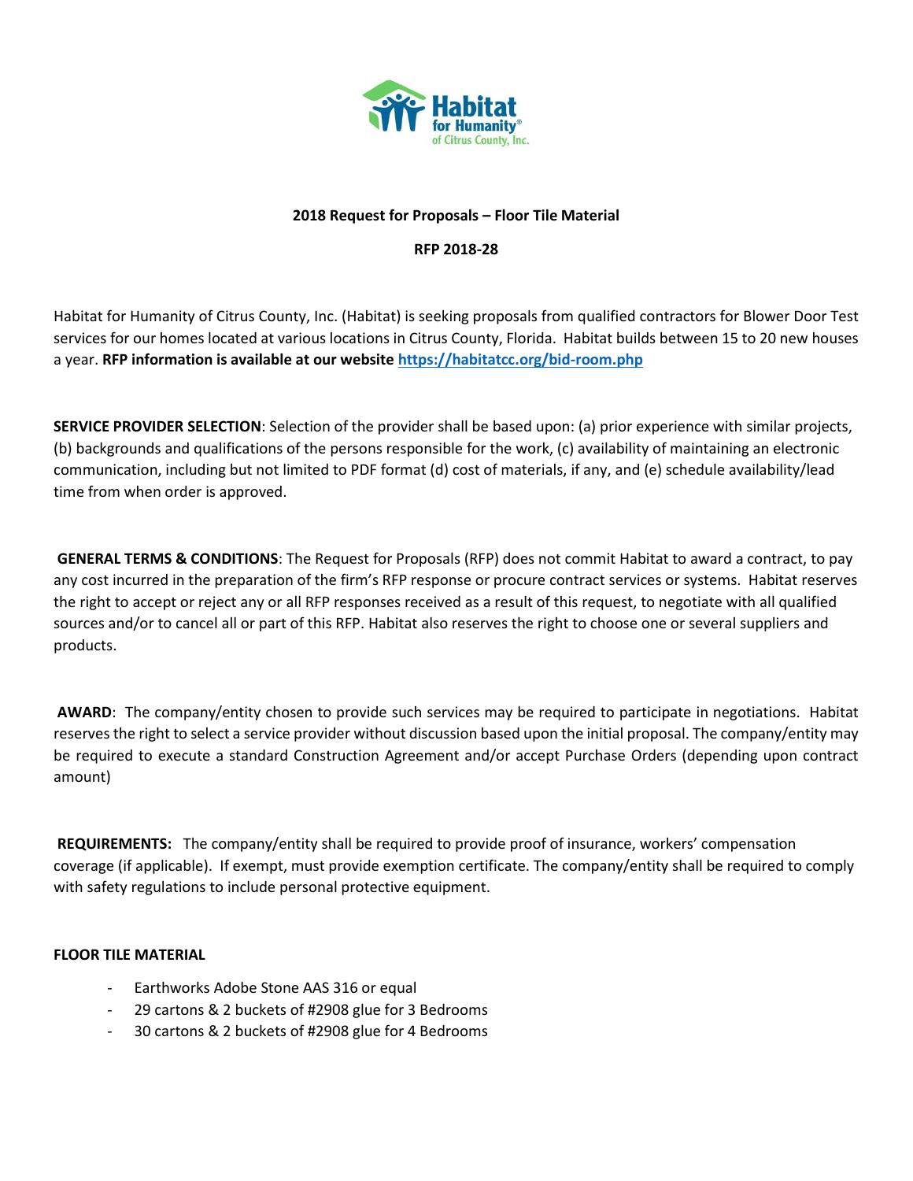Habitat for Humanity® of Citrus County, Inc.

**2018 Request for Proposals – Floor Tile Material**

**RFP 2018-28**

Habitat for Humanity of Citrus County, Inc. (Habitat) is seeking proposals from qualified contractors for Blower Door Test services for our homes located at various locations in Citrus County, Florida. Habitat builds between 15 to 20 new houses a year. **RFP information is available at our website [https://habitatcc.org/bid-room.php](https://habitatcc.org/bid-room.php)**

**SERVICE PROVIDER SELECTION**: Selection of the provider shall be based upon: (a) prior experience with similar projects, (b) backgrounds and qualifications of the persons responsible for the work, (c) availability of maintaining an electronic communication, including but not limited to PDF format (d) cost of materials, if any, and (e) schedule availability/lead time from when order is approved.

**GENERAL TERMS & CONDITIONS**: The Request for Proposals (RFP) does not commit Habitat to award a contract, to pay any cost incurred in the preparation of the firm's RFP response or procure contract services or systems. Habitat reserves the right to accept or reject any or all RFP responses received as a result of this request, to negotiate with all qualified sources and/or to cancel all or part of this RFP. Habitat also reserves the right to choose one or several suppliers and products.

**AWARD**: The company/entity chosen to provide such services may be required to participate in negotiations. Habitat reserves the right to select a service provider without discussion based upon the initial proposal. The company/entity may be required to execute a standard Construction Agreement and/or accept Purchase Orders (depending upon contract amount)

**REQUIREMENTS:** The company/entity shall be required to provide proof of insurance, workers' compensation coverage (if applicable). If exempt, must provide exemption certificate. The company/entity shall be required to comply with safety regulations to include personal protective equipment.

**FLOOR TILE MATERIAL**

- Earthworks Adobe Stone AAS 316 or equal
- 29 cartons & 2 buckets of #2908 glue for 3 Bedrooms
- 30 cartons & 2 buckets of #2908 glue for 4 Bedrooms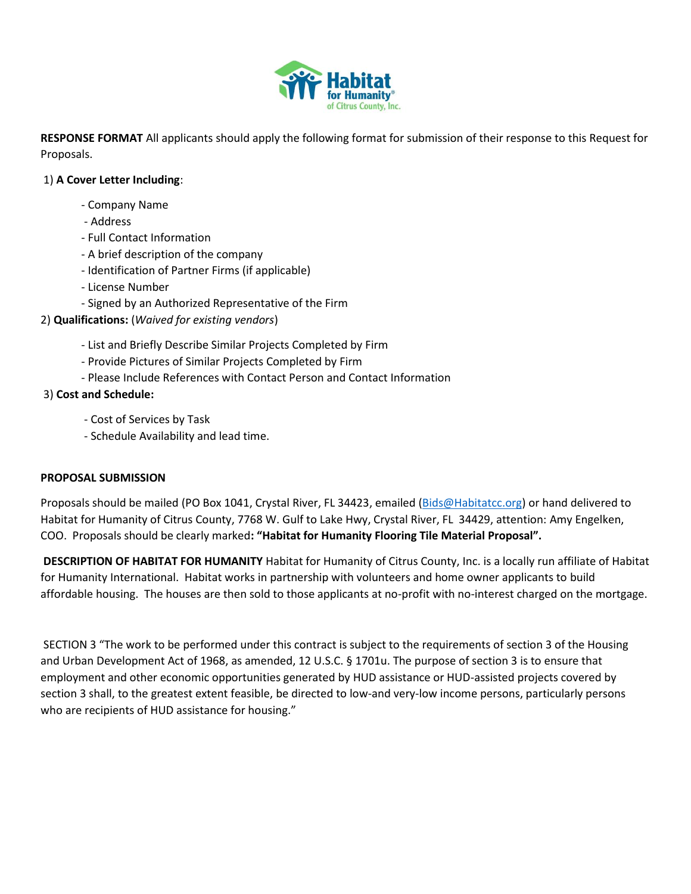**RESPONSE FORMAT** All applicants should apply the following format for submission of their response to this Request for Proposals.

1) **A Cover Letter Including**:

- Company Name
- Address
- Full Contact Information
- A brief description of the company
- Identification of Partner Firms (if applicable)
- License Number
- Signed by an Authorized Representative of the Firm

2) **Qualifications:** (*Waived for existing vendors*)

- List and Briefly Describe Similar Projects Completed by Firm
- Provide Pictures of Similar Projects Completed by Firm
- Please Include References with Contact Person and Contact Information

3) **Cost and Schedule:**

- Cost of Services by Task
- Schedule Availability and lead time.

**PROPOSAL SUBMISSION**

Proposals should be mailed (PO Box 1041, Crystal River, FL 34423, emailed (Bids@Habitatcc.org) or hand delivered to Habitat for Humanity of Citrus County, 7768 W. Gulf to Lake Hwy, Crystal River, FL 34429, attention: Amy Engelken, COO. Proposals should be clearly marked**: "Habitat for Humanity Flooring Tile Material Proposal".**

**DESCRIPTION OF HABITAT FOR HUMANITY** Habitat for Humanity of Citrus County, Inc. is a locally run affiliate of Habitat for Humanity International. Habitat works in partnership with volunteers and home owner applicants to build affordable housing. The houses are then sold to those applicants at no-profit with no-interest charged on the mortgage.

SECTION 3 "The work to be performed under this contract is subject to the requirements of section 3 of the Housing and Urban Development Act of 1968, as amended, 12 U.S.C. § 1701u. The purpose of section 3 is to ensure that employment and other economic opportunities generated by HUD assistance or HUD-assisted projects covered by section 3 shall, to the greatest extent feasible, be directed to low-and very-low income persons, particularly persons who are recipients of HUD assistance for housing."